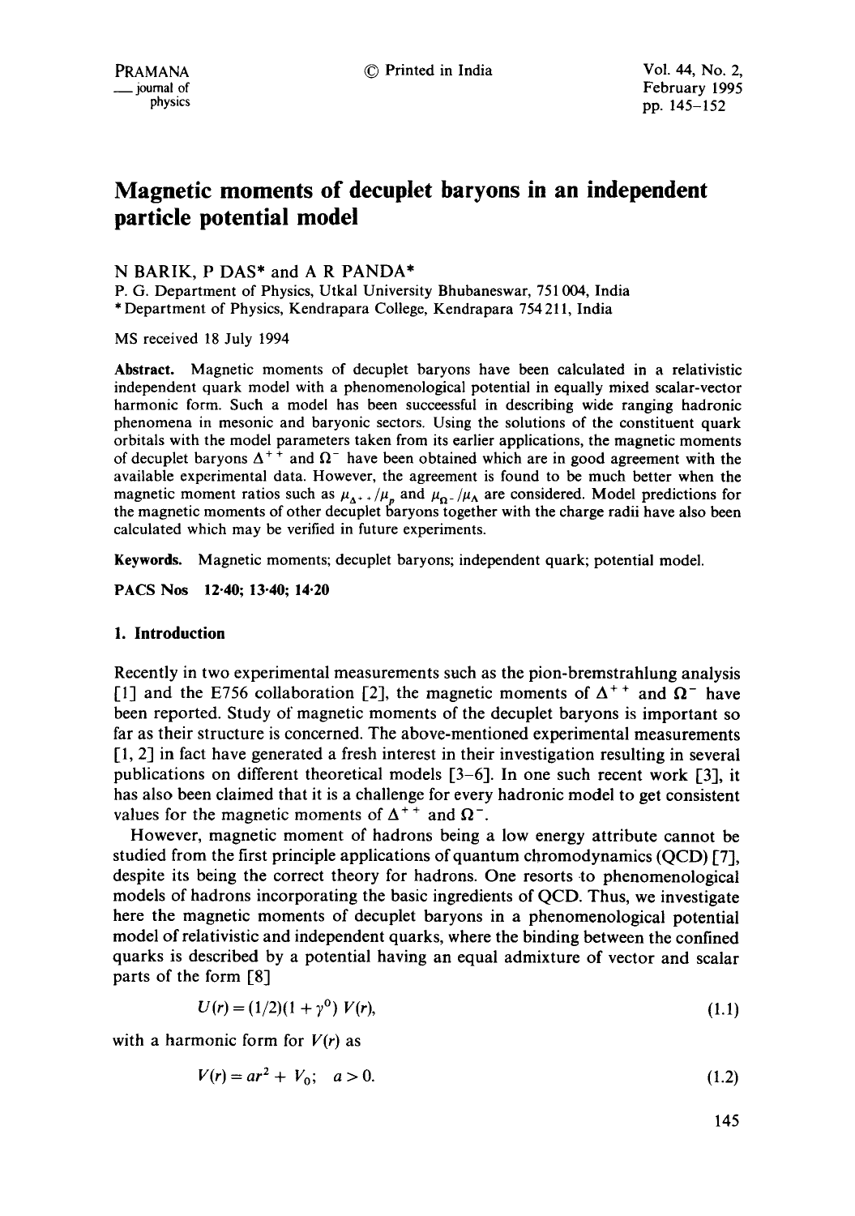# Magnetic moments of decuplet baryons in an independent particle potential model

N BARIK, P DAS* and A R PANDA*

P. G. Department of Physics, Utkal University Bhubaneswar, 751 004, India
* Department of Physics, Kendrapara College, Kendrapara 754 211, India

MS received 18 July 1994

**Abstract.** Magnetic moments of decuplet baryons have been calculated in a relativistic independent quark model with a phenomenological potential in equally mixed scalar-vector harmonic form. Such a model has been succeessful in describing wide ranging hadronic phenomena in mesonic and baryonic sectors. Using the solutions of the constituent quark orbitals with the model parameters taken from its earlier applications, the magnetic moments of decuplet baryons $\Delta^{++}$ and $\Omega^{-}$ have been obtained which are in good agreement with the available experimental data. However, the agreement is found to be much better when the magnetic moment ratios such as $\mu_{\Delta^{++}}/\mu_p$ and $\mu_{\Omega^-}/\mu_\Lambda$ are considered. Model predictions for the magnetic moments of other decuplet baryons together with the charge radii have also been calculated which may be verified in future experiments.

**Keywords.** Magnetic moments; decuplet baryons; independent quark; potential model.

**PACS Nos** 12·40; 13·40; 14·20

## 1. Introduction

Recently in two experimental measurements such as the pion-bremstrahlung analysis [1] and the E756 collaboration [2], the magnetic moments of $\Delta^{++}$ and $\Omega^{-}$ have been reported. Study of magnetic moments of the decuplet baryons is important so far as their structure is concerned. The above-mentioned experimental measurements [1, 2] in fact have generated a fresh interest in their investigation resulting in several publications on different theoretical models [3–6]. In one such recent work [3], it has also been claimed that it is a challenge for every hadronic model to get consistent values for the magnetic moments of $\Delta^{++}$ and $\Omega^{-}$.

However, magnetic moment of hadrons being a low energy attribute cannot be studied from the first principle applications of quantum chromodynamics (QCD) [7], despite its being the correct theory for hadrons. One resorts to phenomenological models of hadrons incorporating the basic ingredients of QCD. Thus, we investigate here the magnetic moments of decuplet baryons in a phenomenological potential model of relativistic and independent quarks, where the binding between the confined quarks is described by a potential having an equal admixture of vector and scalar parts of the form [8]

$$U(r) = (1/2)(1 + \gamma^0)\, V(r), \tag{1.1}$$

with a harmonic form for $V(r)$ as

$$V(r) = ar^2 + V_0; \quad a > 0. \tag{1.2}$$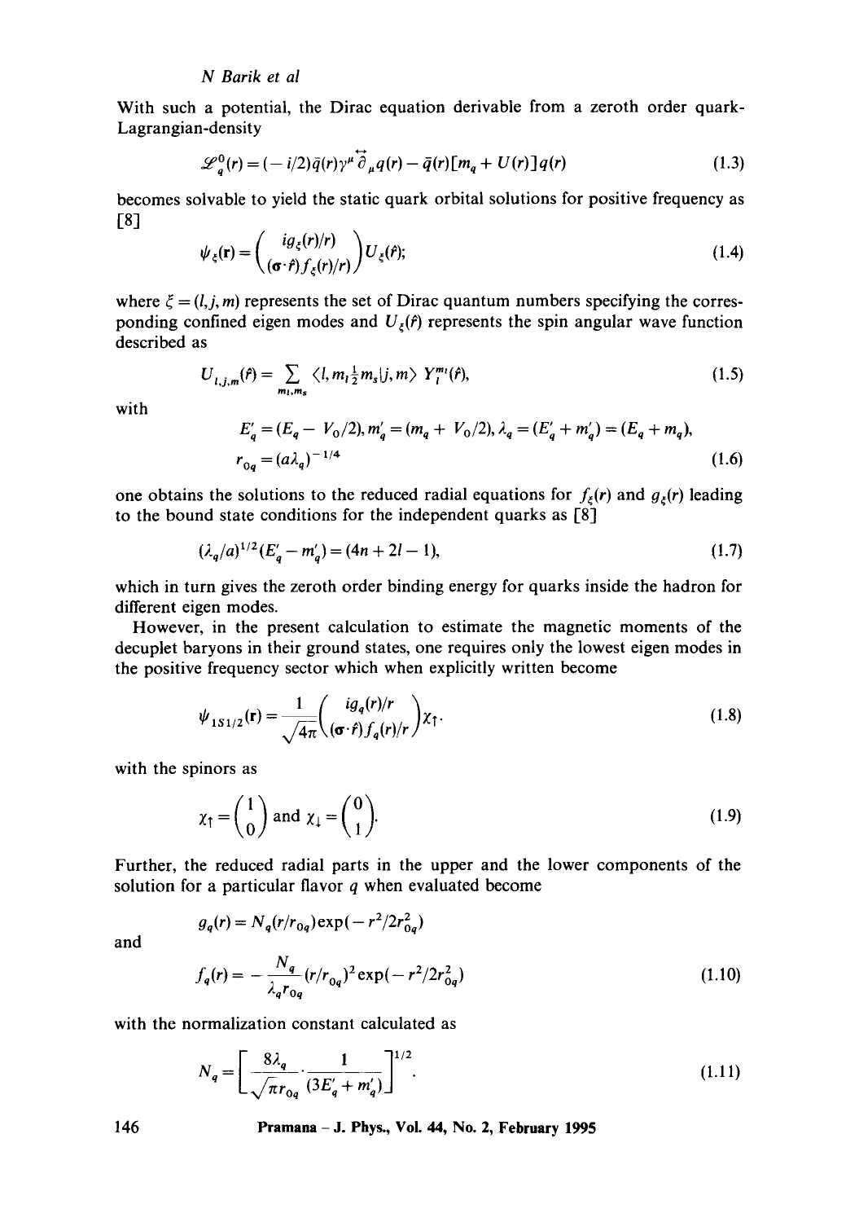With such a potential, the Dirac equation derivable from a zeroth order quark-Lagrangian-density

$$\mathscr{L}_q^0(r) = (-i/2)\bar{q}(r)\gamma^\mu \overleftrightarrow{\partial}_\mu q(r) - \bar{q}(r)[m_q + U(r)]q(r) \tag{1.3}$$

becomes solvable to yield the static quark orbital solutions for positive frequency as [8]

$$\psi_\xi(\mathbf{r}) = \begin{pmatrix} ig_\xi(r)/r \\ (\boldsymbol{\sigma}\cdot\hat{r})f_\xi(r)/r \end{pmatrix} U_\xi(\hat{r}); \tag{1.4}$$

where $\xi = (l, j, m)$ represents the set of Dirac quantum numbers specifying the corresponding confined eigen modes and $U_\xi(\hat{r})$ represents the spin angular wave function described as

$$U_{l,j,m}(\hat{r}) = \sum_{m_l, m_s} \langle l, m_l \tfrac{1}{2} m_s | j, m \rangle \, Y_l^{m_l}(\hat{r}), \tag{1.5}$$

with

$$E_q' = (E_q - V_0/2), m_q' = (m_q + V_0/2), \lambda_q = (E_q' + m_q') = (E_q + m_q),$$
$$r_{0q} = (a\lambda_q)^{-1/4} \tag{1.6}$$

one obtains the solutions to the reduced radial equations for $f_\xi(r)$ and $g_\xi(r)$ leading to the bound state conditions for the independent quarks as [8]

$$(\lambda_q/a)^{1/2}(E_q' - m_q') = (4n + 2l - 1), \tag{1.7}$$

which in turn gives the zeroth order binding energy for quarks inside the hadron for different eigen modes.

However, in the present calculation to estimate the magnetic moments of the decuplet baryons in their ground states, one requires only the lowest eigen modes in the positive frequency sector which when explicitly written become

$$\psi_{1S1/2}(\mathbf{r}) = \frac{1}{\sqrt{4\pi}} \begin{pmatrix} ig_q(r)/r \\ (\boldsymbol{\sigma}\cdot\hat{r})f_q(r)/r \end{pmatrix} \chi_\uparrow. \tag{1.8}$$

with the spinors as

$$\chi_\uparrow = \begin{pmatrix} 1 \\ 0 \end{pmatrix} \text{ and } \chi_\downarrow = \begin{pmatrix} 0 \\ 1 \end{pmatrix}. \tag{1.9}$$

Further, the reduced radial parts in the upper and the lower components of the solution for a particular flavor $q$ when evaluated become

$$g_q(r) = N_q(r/r_{0q})\exp(-r^2/2r_{0q}^2)$$

and

$$f_q(r) = -\frac{N_q}{\lambda_q r_{0q}}(r/r_{0q})^2 \exp(-r^2/2r_{0q}^2) \tag{1.10}$$

with the normalization constant calculated as

$$N_q = \left[\frac{8\lambda_q}{\sqrt{\pi}\, r_{0q}} \cdot \frac{1}{(3E_q' + m_q')}\right]^{1/2}. \tag{1.11}$$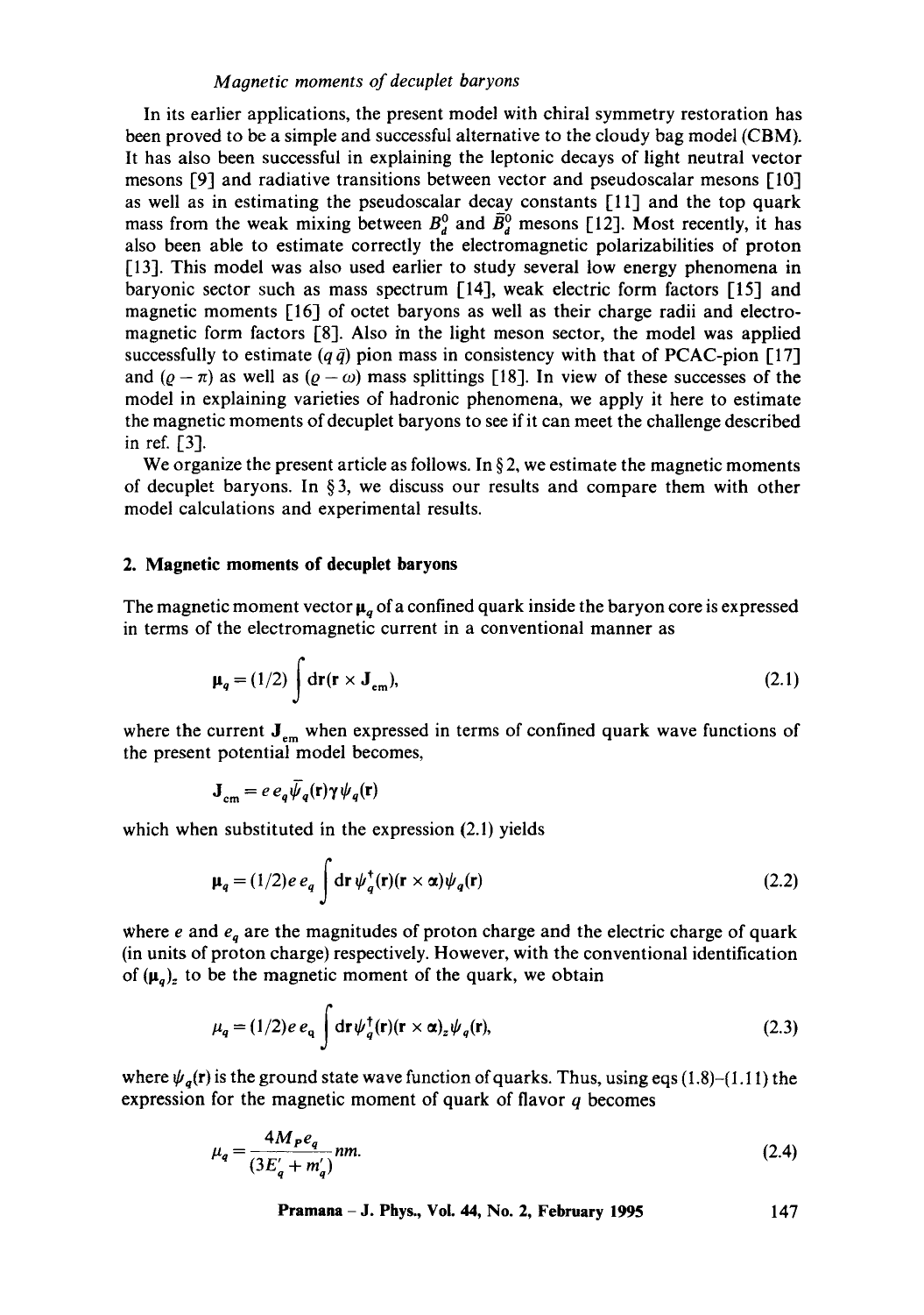In its earlier applications, the present model with chiral symmetry restoration has been proved to be a simple and successful alternative to the cloudy bag model (CBM). It has also been successful in explaining the leptonic decays of light neutral vector mesons [9] and radiative transitions between vector and pseudoscalar mesons [10] as well as in estimating the pseudoscalar decay constants [11] and the top quark mass from the weak mixing between $B_d^0$ and $\bar{B}_d^0$ mesons [12]. Most recently, it has also been able to estimate correctly the electromagnetic polarizabilities of proton [13]. This model was also used earlier to study several low energy phenomena in baryonic sector such as mass spectrum [14], weak electric form factors [15] and magnetic moments [16] of octet baryons as well as their charge radii and electromagnetic form factors [8]. Also in the light meson sector, the model was applied successfully to estimate $(q\bar{q})$ pion mass in consistency with that of PCAC-pion [17] and $(\varrho - \pi)$ as well as $(\varrho - \omega)$ mass splittings [18]. In view of these successes of the model in explaining varieties of hadronic phenomena, we apply it here to estimate the magnetic moments of decuplet baryons to see if it can meet the challenge described in ref. [3].

We organize the present article as follows. In § 2, we estimate the magnetic moments of decuplet baryons. In § 3, we discuss our results and compare them with other model calculations and experimental results.

## 2. Magnetic moments of decuplet baryons

The magnetic moment vector $\boldsymbol{\mu}_q$ of a confined quark inside the baryon core is expressed in terms of the electromagnetic current in a conventional manner as

$$\boldsymbol{\mu}_q = (1/2) \int \mathrm{d}\mathbf{r} (\mathbf{r} \times \mathbf{J}_{\mathrm{em}}), \tag{2.1}$$

where the current $\mathbf{J}_{\mathrm{em}}$ when expressed in terms of confined quark wave functions of the present potential model becomes,

$$\mathbf{J}_{\mathrm{em}} = e\, e_q \bar{\psi}_q(\mathbf{r}) \boldsymbol{\gamma} \psi_q(\mathbf{r})$$

which when substituted in the expression (2.1) yields

$$\boldsymbol{\mu}_q = (1/2) e\, e_q \int \mathrm{d}\mathbf{r}\, \psi_q^\dagger(\mathbf{r}) (\mathbf{r} \times \boldsymbol{\alpha}) \psi_q(\mathbf{r}) \tag{2.2}$$

where $e$ and $e_q$ are the magnitudes of proton charge and the electric charge of quark (in units of proton charge) respectively. However, with the conventional identification of $(\boldsymbol{\mu}_q)_z$ to be the magnetic moment of the quark, we obtain

$$\mu_q = (1/2) e\, e_q \int \mathrm{d}\mathbf{r}\, \psi_q^\dagger(\mathbf{r}) (\mathbf{r} \times \boldsymbol{\alpha})_z \psi_q(\mathbf{r}), \tag{2.3}$$

where $\psi_q(\mathbf{r})$ is the ground state wave function of quarks. Thus, using eqs (1.8)–(1.11) the expression for the magnetic moment of quark of flavor $q$ becomes

$$\mu_q = \frac{4 M_P e_q}{(3E_q' + m_q')} nm. \tag{2.4}$$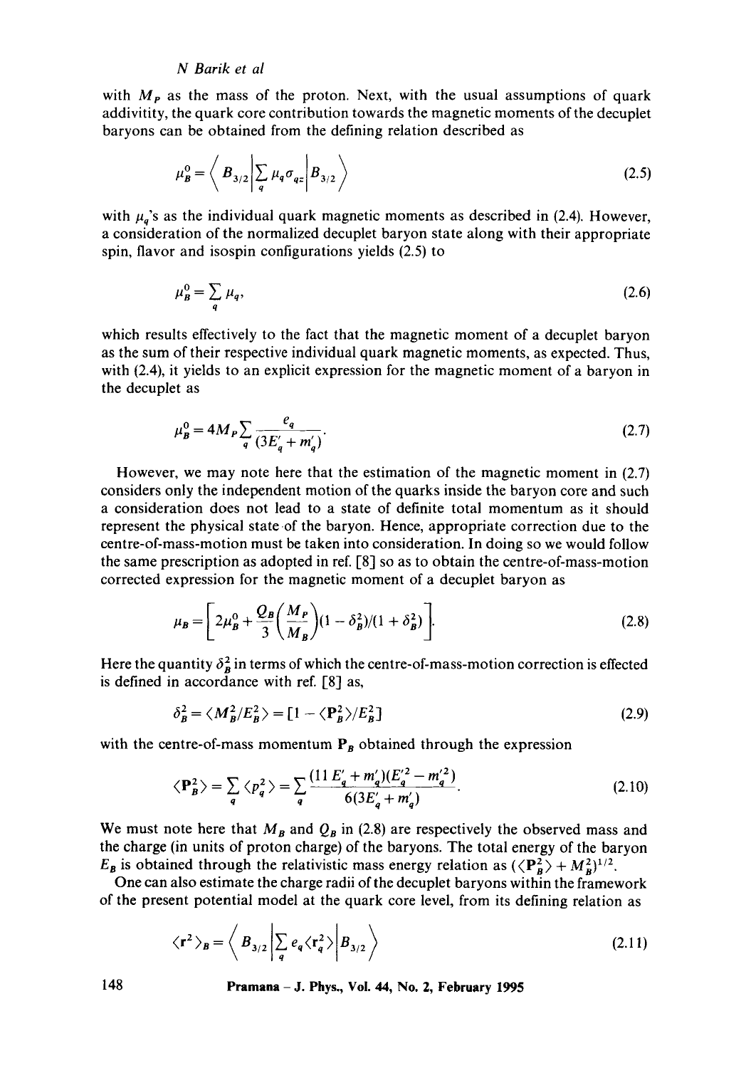with $M_P$ as the mass of the proton. Next, with the usual assumptions of quark addivitity, the quark core contribution towards the magnetic moments of the decuplet baryons can be obtained from the defining relation described as

$$\mu_B^0 = \left\langle B_{3/2} \left| \sum_q \mu_q \sigma_{qz} \right| B_{3/2} \right\rangle \tag{2.5}$$

with $\mu_q$'s as the individual quark magnetic moments as described in (2.4). However, a consideration of the normalized decuplet baryon state along with their appropriate spin, flavor and isospin configurations yields (2.5) to

$$\mu_B^0 = \sum_q \mu_q, \tag{2.6}$$

which results effectively to the fact that the magnetic moment of a decuplet baryon as the sum of their respective individual quark magnetic moments, as expected. Thus, with (2.4), it yields to an explicit expression for the magnetic moment of a baryon in the decuplet as

$$\mu_B^0 = 4M_P \sum_q \frac{e_q}{(3E'_q + m'_q)}. \tag{2.7}$$

However, we may note here that the estimation of the magnetic moment in (2.7) considers only the independent motion of the quarks inside the baryon core and such a consideration does not lead to a state of definite total momentum as it should represent the physical state of the baryon. Hence, appropriate correction due to the centre-of-mass-motion must be taken into consideration. In doing so we would follow the same prescription as adopted in ref. [8] so as to obtain the centre-of-mass-motion corrected expression for the magnetic moment of a decuplet baryon as

$$\mu_B = \left[ 2\mu_B^0 + \frac{Q_B}{3}\left(\frac{M_P}{M_B}\right)(1 - \delta_B^2)/(1 + \delta_B^2) \right]. \tag{2.8}$$

Here the quantity $\delta_B^2$ in terms of which the centre-of-mass-motion correction is effected is defined in accordance with ref. [8] as,

$$\delta_B^2 = \langle M_B^2/E_B^2 \rangle = [1 - \langle \mathbf{P}_B^2 \rangle / E_B^2] \tag{2.9}$$

with the centre-of-mass momentum $\mathbf{P}_B$ obtained through the expression

$$\langle \mathbf{P}_B^2 \rangle = \sum_q \langle p_q^2 \rangle = \sum_q \frac{(11\,E'_q + m'_q)(E'^2_q - m'^2_q)}{6(3E'_q + m'_q)}. \tag{2.10}$$

We must note here that $M_B$ and $Q_B$ in (2.8) are respectively the observed mass and the charge (in units of proton charge) of the baryons. The total energy of the baryon $E_B$ is obtained through the relativistic mass energy relation as $(\langle \mathbf{P}_B^2 \rangle + M_B^2)^{1/2}$.

One can also estimate the charge radii of the decuplet baryons within the framework of the present potential model at the quark core level, from its defining relation as

$$\langle \mathbf{r}^2 \rangle_B = \left\langle B_{3/2} \left| \sum_q e_q \langle \mathbf{r}_q^2 \rangle \right| B_{3/2} \right\rangle \tag{2.11}$$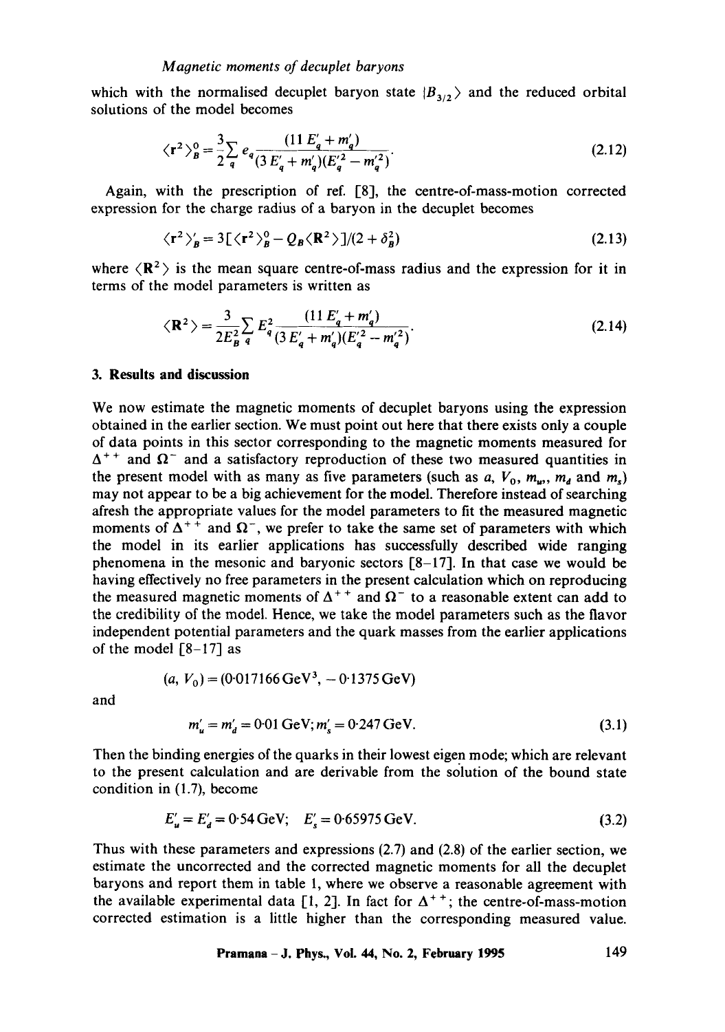which with the normalised decuplet baryon state $|B_{3/2}\rangle$ and the reduced orbital solutions of the model becomes

$$\langle \mathbf{r}^2 \rangle_B^0 = \frac{3}{2} \sum_q e_q \frac{(11 E'_q + m'_q)}{(3 E'_q + m'_q)(E'^2_q - m'^2_q)}. \tag{2.12}$$

Again, with the prescription of ref. [8], the centre-of-mass-motion corrected expression for the charge radius of a baryon in the decuplet becomes

$$\langle \mathbf{r}^2 \rangle'_B = 3[\langle \mathbf{r}^2 \rangle_B^0 - Q_B \langle \mathbf{R}^2 \rangle]/(2 + \delta_B^2) \tag{2.13}$$

where $\langle \mathbf{R}^2 \rangle$ is the mean square centre-of-mass radius and the expression for it in terms of the model parameters is written as

$$\langle \mathbf{R}^2 \rangle = \frac{3}{2E_B^2} \sum_q E_q^2 \frac{(11 E'_q + m'_q)}{(3 E'_q + m'_q)(E'^2_q - m'^2_q)}. \tag{2.14}$$

## 3. Results and discussion

We now estimate the magnetic moments of decuplet baryons using the expression obtained in the earlier section. We must point out here that there exists only a couple of data points in this sector corresponding to the magnetic moments measured for $\Delta^{++}$ and $\Omega^-$ and a satisfactory reproduction of these two measured quantities in the present model with as many as five parameters (such as $a$, $V_0$, $m_u$, $m_d$ and $m_s$) may not appear to be a big achievement for the model. Therefore instead of searching afresh the appropriate values for the model parameters to fit the measured magnetic moments of $\Delta^{++}$ and $\Omega^-$, we prefer to take the same set of parameters with which the model in its earlier applications has successfully described wide ranging phenomena in the mesonic and baryonic sectors [8–17]. In that case we would be having effectively no free parameters in the present calculation which on reproducing the measured magnetic moments of $\Delta^{++}$ and $\Omega^-$ to a reasonable extent can add to the credibility of the model. Hence, we take the model parameters such as the flavor independent potential parameters and the quark masses from the earlier applications of the model [8–17] as

$$(a, V_0) = (0{\cdot}017166\,\text{GeV}^3, -0{\cdot}1375\,\text{GeV})$$

and

$$m'_u = m'_d = 0{\cdot}01\,\text{GeV};\; m'_s = 0{\cdot}247\,\text{GeV}. \tag{3.1}$$

Then the binding energies of the quarks in their lowest eigen mode; which are relevant to the present calculation and are derivable from the solution of the bound state condition in (1.7), become

$$E'_u = E'_d = 0{\cdot}54\,\text{GeV}; \quad E'_s = 0{\cdot}65975\,\text{GeV}. \tag{3.2}$$

Thus with these parameters and expressions (2.7) and (2.8) of the earlier section, we estimate the uncorrected and the corrected magnetic moments for all the decuplet baryons and report them in table 1, where we observe a reasonable agreement with the available experimental data [1, 2]. In fact for $\Delta^{++}$; the centre-of-mass-motion corrected estimation is a little higher than the corresponding measured value.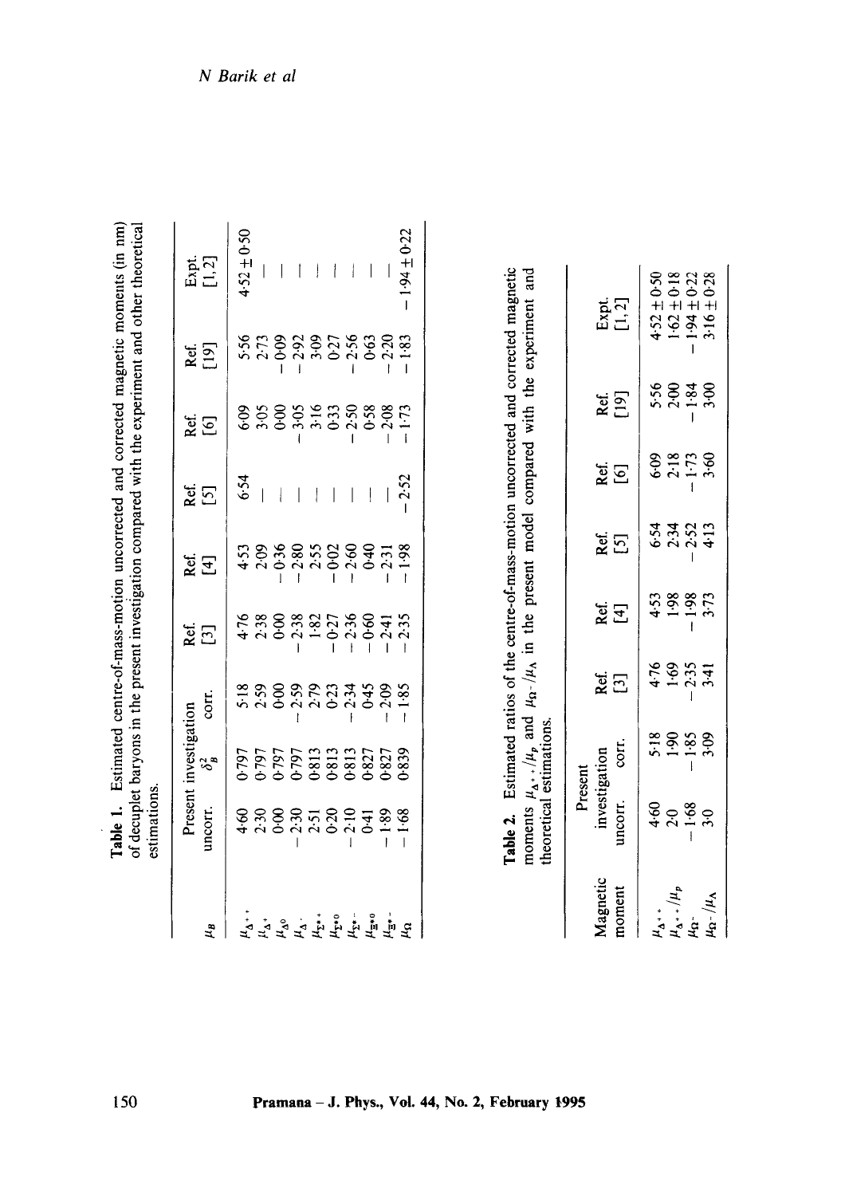**Table 1.** Estimated centre-of-mass-motion uncorrected and corrected magnetic moments (in nm) of decuplet baryons in the present investigation compared with the experiment and other theoretical estimations.

| $\mu_B$ | Present investigation uncorr. | $\delta_B^2$ | corr. | Ref. [3] | Ref. [4] | Ref. [5] | Ref. [6] | Ref. [19] | Expt. [1,2] |
|---|---|---|---|---|---|---|---|---|---|
| $\mu_{\Delta^{++}}$ | 4·60 | 0·797 | 5·18 | 4·76 | 4·53 | 6·54 | 6·09 | 5·56 | 4·52 ± 0·50 |
| $\mu_{\Delta^+}$ | 2·30 | 0·797 | 2·59 | 2·38 | 2·09 | — | 3·05 | 2·73 | — |
| $\mu_{\Delta^0}$ | 0·00 | 0·797 | 0·00 | 0·00 | −0·36 | — | 0·00 | −0·09 | — |
| $\mu_{\Delta^-}$ | −2·30 | 0·797 | −2·59 | −2·38 | −2·80 | — | −3·05 | −2·92 | — |
| $\mu_{\Sigma^{*+}}$ | 2·51 | 0·813 | 2·79 | 1·82 | 2·55 | — | 3·16 | 3·09 | — |
| $\mu_{\Sigma^{*0}}$ | 0·20 | 0·813 | 0·23 | −0·27 | −0·02 | — | 0·33 | 0·27 | — |
| $\mu_{\Sigma^{*-}}$ | −2·10 | 0·813 | −2·34 | −2·36 | −2·60 | — | −2·50 | −2·56 | — |
| $\mu_{\Xi^{*0}}$ | 0·41 | 0·827 | 0·45 | −0·60 | 0·40 | — | 0·58 | 0·63 | — |
| $\mu_{\Xi^{*-}}$ | −1·89 | 0·827 | −2·09 | −2·41 | −2·31 | — | −2·08 | −2·20 | — |
| $\mu_{\Omega}$ | −1·68 | 0·839 | −1·85 | −2·35 | −1·98 | −2·52 | −1·73 | −1·83 | −1·94 ± 0·22 |

**Table 2.** Estimated ratios of the centre-of-mass-motion uncorrected and corrected magnetic moments $\mu_{\Delta^{++}}/\mu_p$ and $\mu_{\Omega^-}/\mu_\Lambda$ in the present model compared with the experiment and theoretical estimations.

| Magnetic moment | Present investigation uncorr. | corr. | Ref. [3] | Ref. [4] | Ref. [5] | Ref. [6] | Ref. [19] | Expt. [1,2] |
|---|---|---|---|---|---|---|---|---|
| $\mu_{\Delta^{++}}$ | 4·60 | 5·18 | 4·76 | 4·53 | 6·54 | 6·09 | 5·56 | 4·52 ± 0·50 |
| $\mu_{\Delta^{++}}/\mu_p$ | 2·0 | 1·90 | 1·69 | 1·98 | 2·34 | 2·18 | 2·00 | 1·62 ± 0·18 |
| $\mu_{\Omega^-}$ | −1·68 | −1·85 | −2·35 | −1·98 | −2·52 | −1·73 | −1·84 | −1·94 ± 0·22 |
| $\mu_{\Omega^-}/\mu_\Lambda$ | 3·0 | 3·09 | 3·41 | 3·73 | 4·13 | 3·60 | 3·00 | 3·16 ± 0·28 |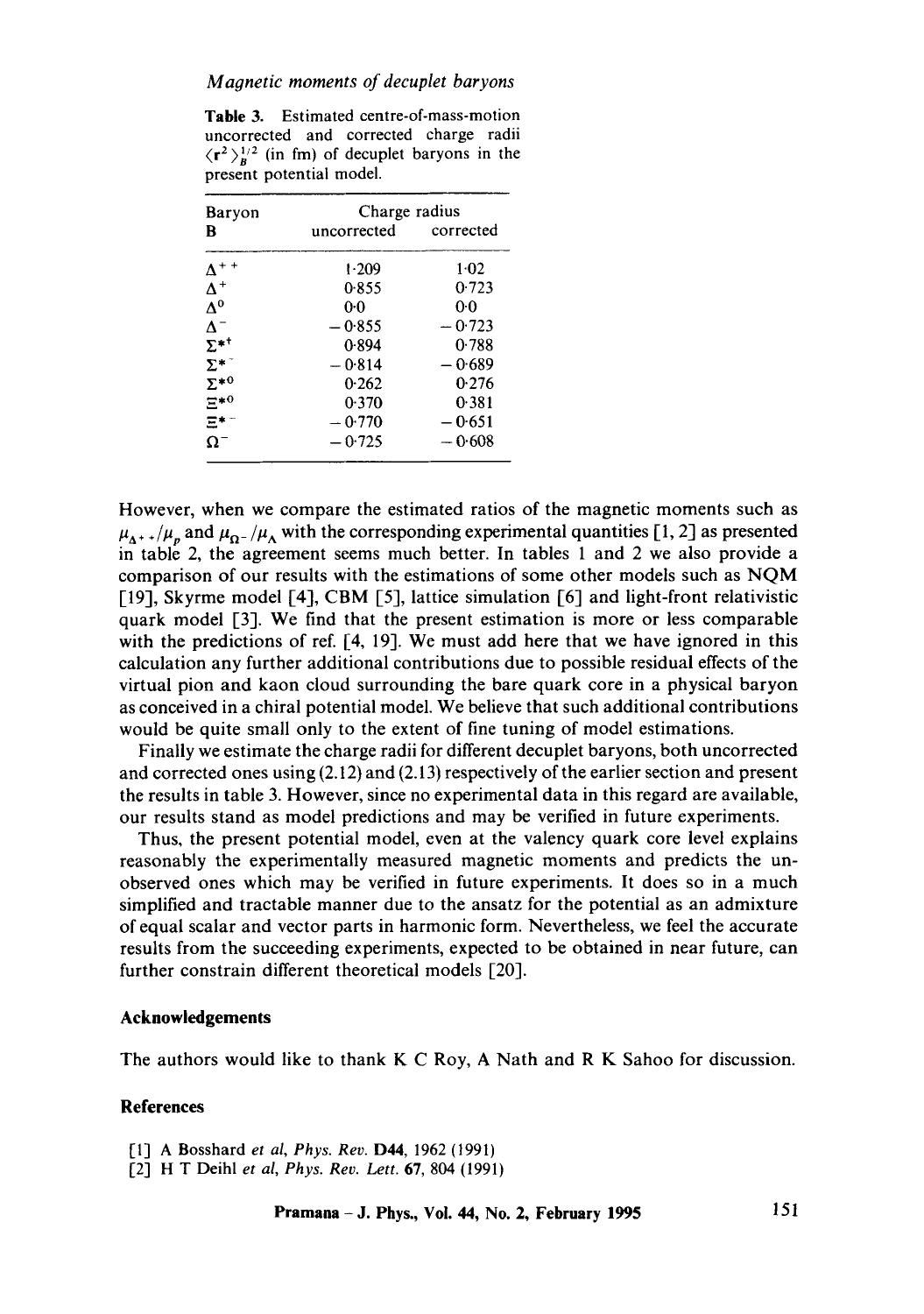**Table 3.** Estimated centre-of-mass-motion uncorrected and corrected charge radii $\langle r^2 \rangle_B^{1/2}$ (in fm) of decuplet baryons in the present potential model.

| Baryon B | Charge radius | |
|---|---|---|
| | uncorrected | corrected |
| $\Delta^{++}$ | 1·209 | 1·02 |
| $\Delta^{+}$ | 0·855 | 0·723 |
| $\Delta^{0}$ | 0·0 | 0·0 |
| $\Delta^{-}$ | −0·855 | −0·723 |
| $\Sigma^{*+}$ | 0·894 | 0·788 |
| $\Sigma^{*-}$ | −0·814 | −0·689 |
| $\Sigma^{*0}$ | 0·262 | 0·276 |
| $\Xi^{*0}$ | 0·370 | 0·381 |
| $\Xi^{*-}$ | −0·770 | −0·651 |
| $\Omega^{-}$ | −0·725 | −0·608 |

However, when we compare the estimated ratios of the magnetic moments such as $\mu_{\Delta^{++}}/\mu_p$ and $\mu_{\Omega^-}/\mu_\Lambda$ with the corresponding experimental quantities [1, 2] as presented in table 2, the agreement seems much better. In tables 1 and 2 we also provide a comparison of our results with the estimations of some other models such as NQM [19], Skyrme model [4], CBM [5], lattice simulation [6] and light-front relativistic quark model [3]. We find that the present estimation is more or less comparable with the predictions of ref. [4, 19]. We must add here that we have ignored in this calculation any further additional contributions due to possible residual effects of the virtual pion and kaon cloud surrounding the bare quark core in a physical baryon as conceived in a chiral potential model. We believe that such additional contributions would be quite small only to the extent of fine tuning of model estimations.

Finally we estimate the charge radii for different decuplet baryons, both uncorrected and corrected ones using (2.12) and (2.13) respectively of the earlier section and present the results in table 3. However, since no experimental data in this regard are available, our results stand as model predictions and may be verified in future experiments.

Thus, the present potential model, even at the valency quark core level explains reasonably the experimentally measured magnetic moments and predicts the unobserved ones which may be verified in future experiments. It does so in a much simplified and tractable manner due to the ansatz for the potential as an admixture of equal scalar and vector parts in harmonic form. Nevertheless, we feel the accurate results from the succeeding experiments, expected to be obtained in near future, can further constrain different theoretical models [20].

### Acknowledgements

The authors would like to thank K C Roy, A Nath and R K Sahoo for discussion.

### References

[1] A Bosshard *et al*, *Phys. Rev.* **D44**, 1962 (1991)

[2] H T Deihl *et al*, *Phys. Rev. Lett.* **67**, 804 (1991)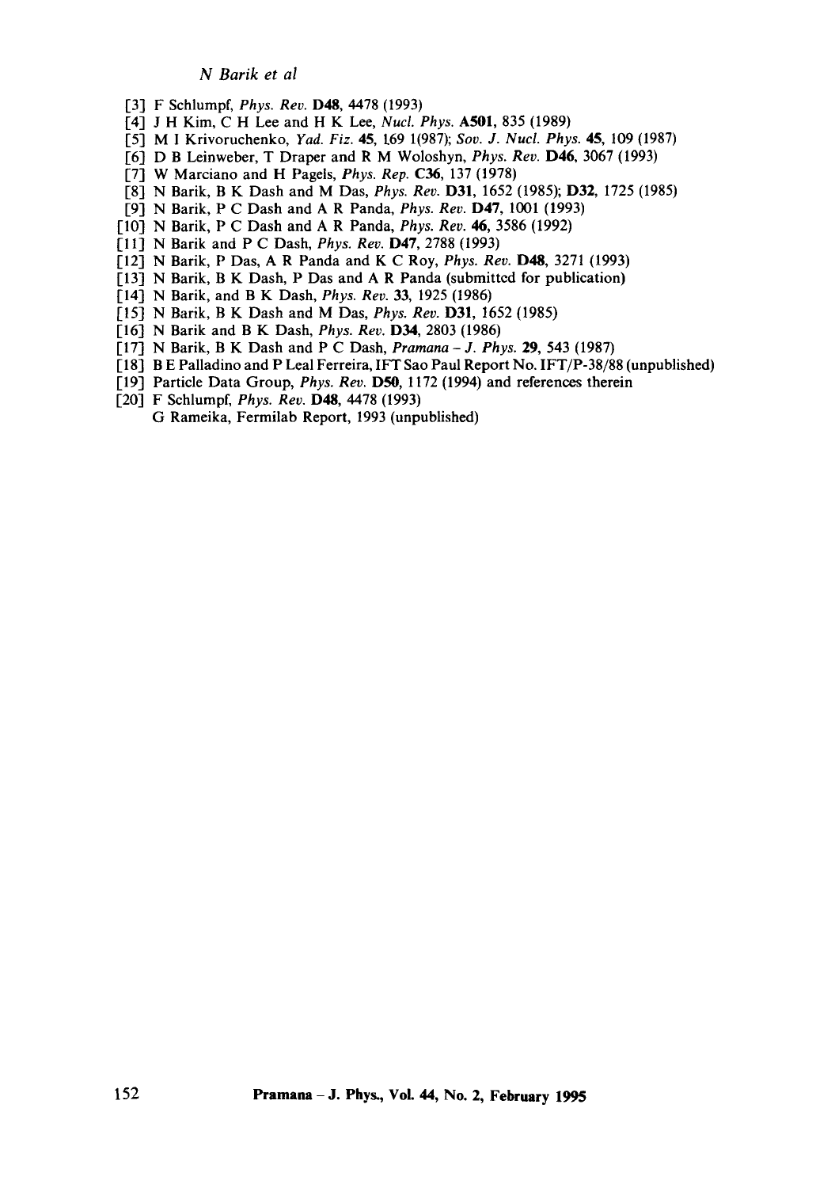[3] F Schlumpf, *Phys. Rev.* **D48**, 4478 (1993)
[4] J H Kim, C H Lee and H K Lee, *Nucl. Phys.* **A501**, 835 (1989)
[5] M I Krivoruchenko, *Yad. Fiz.* **45**, 169 1(987); *Sov. J. Nucl. Phys.* **45**, 109 (1987)
[6] D B Leinweber, T Draper and R M Woloshyn, *Phys. Rev.* **D46**, 3067 (1993)
[7] W Marciano and H Pagels, *Phys. Rep.* **C36**, 137 (1978)
[8] N Barik, B K Dash and M Das, *Phys. Rev.* **D31**, 1652 (1985); **D32**, 1725 (1985)
[9] N Barik, P C Dash and A R Panda, *Phys. Rev.* **D47**, 1001 (1993)
[10] N Barik, P C Dash and A R Panda, *Phys. Rev.* **46**, 3586 (1992)
[11] N Barik and P C Dash, *Phys. Rev.* **D47**, 2788 (1993)
[12] N Barik, P Das, A R Panda and K C Roy, *Phys. Rev.* **D48**, 3271 (1993)
[13] N Barik, B K Dash, P Das and A R Panda (submitted for publication)
[14] N Barik, and B K Dash, *Phys. Rev.* **33**, 1925 (1986)
[15] N Barik, B K Dash and M Das, *Phys. Rev.* **D31**, 1652 (1985)
[16] N Barik and B K Dash, *Phys. Rev.* **D34**, 2803 (1986)
[17] N Barik, B K Dash and P C Dash, *Pramana – J. Phys.* **29**, 543 (1987)
[18] B E Palladino and P Leal Ferreira, IFT Sao Paul Report No. IFT/P-38/88 (unpublished)
[19] Particle Data Group, *Phys. Rev.* **D50**, 1172 (1994) and references therein
[20] F Schlumpf, *Phys. Rev.* **D48**, 4478 (1993)
G Rameika, Fermilab Report, 1993 (unpublished)